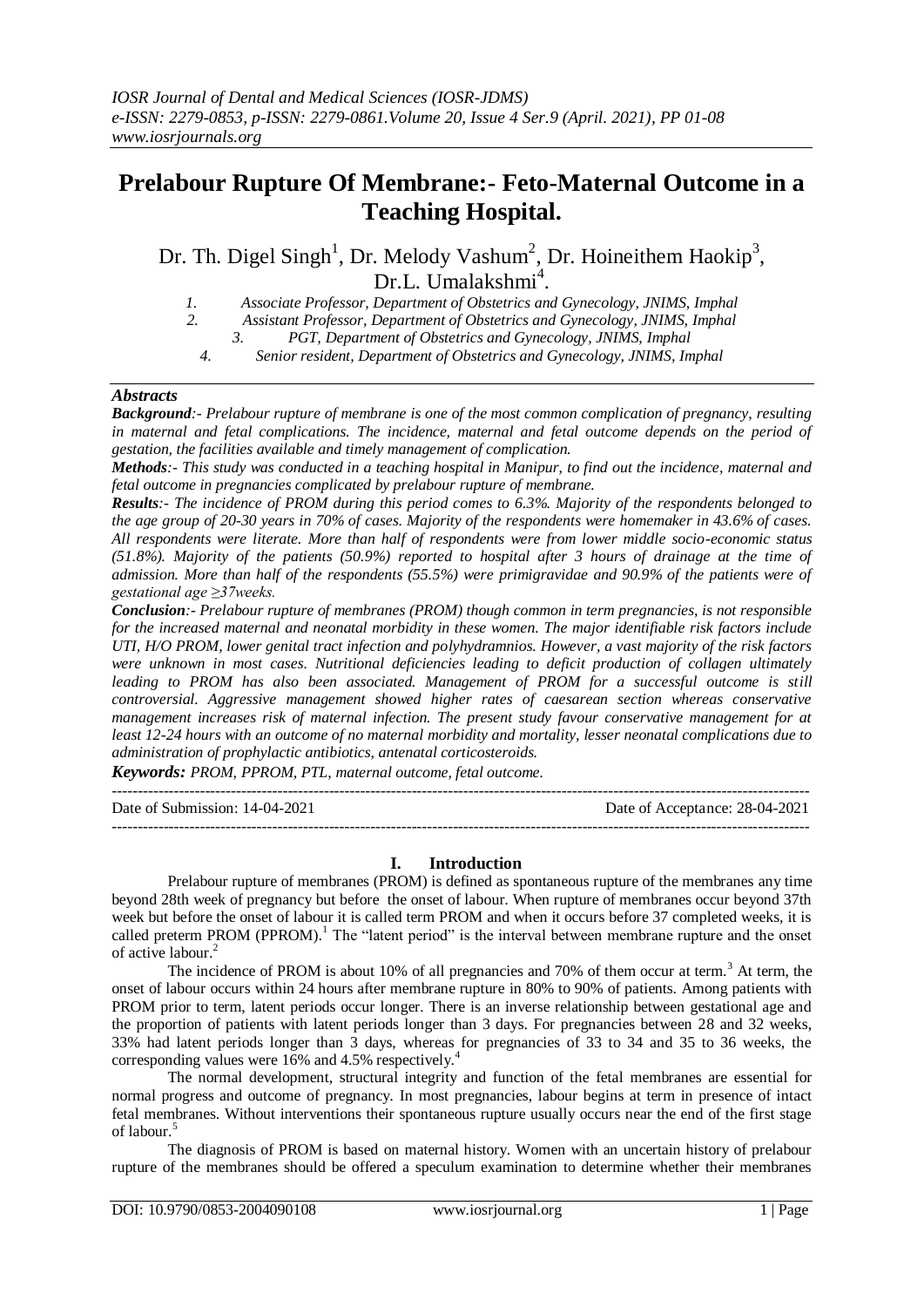# Prelabour Rupture Of Membrane:- Feto-Maternal Outcome in a Teaching Hospital.

Dr. Th. Digel Singh[1], Dr. Melody Vashum[2], Dr. Hoineithem Haokip[3], Dr.L. Umalakshmi[4].

1. Associate Professor, Department of Obstetrics and Gynecology, JNIMS, Imphal
2. Assistant Professor, Department of Obstetrics and Gynecology, JNIMS, Imphal
3. PGT, Department of Obstetrics and Gynecology, JNIMS, Imphal
4. Senior resident, Department of Obstetrics and Gynecology, JNIMS, Imphal

## *Abstracts*

***Background****:- Prelabour rupture of membrane is one of the most common complication of pregnancy, resulting in maternal and fetal complications. The incidence, maternal and fetal outcome depends on the period of gestation, the facilities available and timely management of complication.*

***Methods****:- This study was conducted in a teaching hospital in Manipur, to find out the incidence, maternal and fetal outcome in pregnancies complicated by prelabour rupture of membrane.*

***Results****:- The incidence of PROM during this period comes to 6.3%. Majority of the respondents belonged to the age group of 20-30 years in 70% of cases. Majority of the respondents were homemaker in 43.6% of cases. All respondents were literate. More than half of respondents were from lower middle socio-economic status (51.8%). Majority of the patients (50.9%) reported to hospital after 3 hours of drainage at the time of admission. More than half of the respondents (55.5%) were primigravidae and 90.9% of the patients were of gestational age ≥37weeks.*

***Conclusion****:- Prelabour rupture of membranes (PROM) though common in term pregnancies, is not responsible for the increased maternal and neonatal morbidity in these women. The major identifiable risk factors include UTI, H/O PROM, lower genital tract infection and polyhydramnios. However, a vast majority of the risk factors were unknown in most cases. Nutritional deficiencies leading to deficit production of collagen ultimately leading to PROM has also been associated. Management of PROM for a successful outcome is still controversial. Aggressive management showed higher rates of caesarean section whereas conservative management increases risk of maternal infection. The present study favour conservative management for at least 12-24 hours with an outcome of no maternal morbidity and mortality, lesser neonatal complications due to administration of prophylactic antibiotics, antenatal corticosteroids.*

***Keywords:*** *PROM, PPROM, PTL, maternal outcome, fetal outcome.*

Date of Submission: 14-04-2021 Date of Acceptance: 28-04-2021

## I. Introduction

Prelabour rupture of membranes (PROM) is defined as spontaneous rupture of the membranes any time beyond 28th week of pregnancy but before the onset of labour. When rupture of membranes occur beyond 37th week but before the onset of labour it is called term PROM and when it occurs before 37 completed weeks, it is called preterm PROM (PPROM).[1] The "latent period" is the interval between membrane rupture and the onset of active labour.[2]

The incidence of PROM is about 10% of all pregnancies and 70% of them occur at term.[3] At term, the onset of labour occurs within 24 hours after membrane rupture in 80% to 90% of patients. Among patients with PROM prior to term, latent periods occur longer. There is an inverse relationship between gestational age and the proportion of patients with latent periods longer than 3 days. For pregnancies between 28 and 32 weeks, 33% had latent periods longer than 3 days, whereas for pregnancies of 33 to 34 and 35 to 36 weeks, the corresponding values were 16% and 4.5% respectively.[4]

The normal development, structural integrity and function of the fetal membranes are essential for normal progress and outcome of pregnancy. In most pregnancies, labour begins at term in presence of intact fetal membranes. Without interventions their spontaneous rupture usually occurs near the end of the first stage of labour.[5]

The diagnosis of PROM is based on maternal history. Women with an uncertain history of prelabour rupture of the membranes should be offered a speculum examination to determine whether their membranes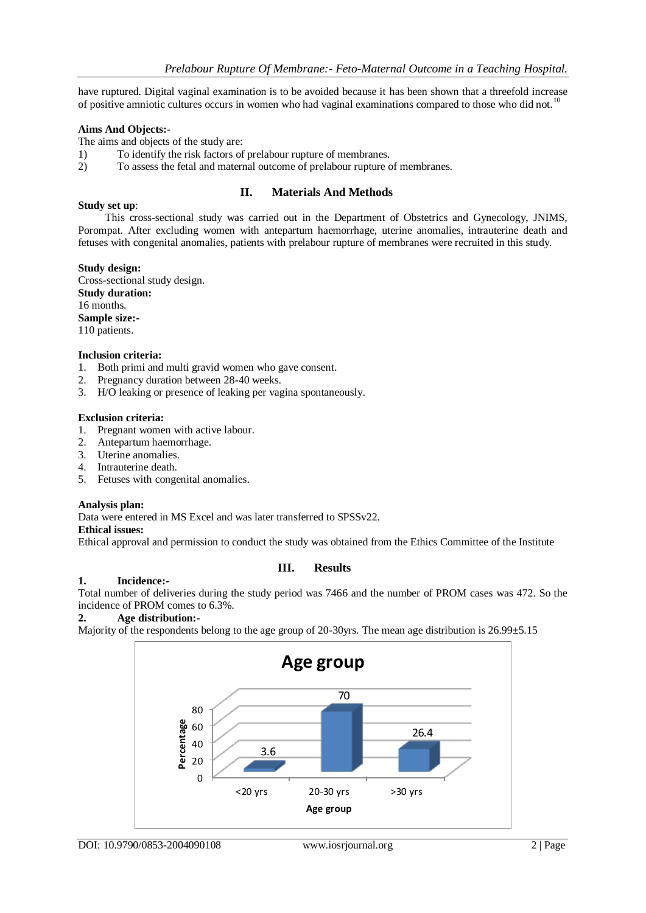have ruptured. Digital vaginal examination is to be avoided because it has been shown that a threefold increase of positive amniotic cultures occurs in women who had vaginal examinations compared to those who did not.[10]

**Aims And Objects:-**

The aims and objects of the study are:

1) To identify the risk factors of prelabour rupture of membranes.
2) To assess the fetal and maternal outcome of prelabour rupture of membranes.

## II. Materials And Methods

**Study set up**:

This cross-sectional study was carried out in the Department of Obstetrics and Gynecology, JNIMS, Porompat. After excluding women with antepartum haemorrhage, uterine anomalies, intrauterine death and fetuses with congenital anomalies, patients with prelabour rupture of membranes were recruited in this study.

**Study design:**
Cross-sectional study design.
**Study duration:**
16 months.
**Sample size:-**
110 patients.

**Inclusion criteria:**

1. Both primi and multi gravid women who gave consent.
2. Pregnancy duration between 28-40 weeks.
3. H/O leaking or presence of leaking per vagina spontaneously.

**Exclusion criteria:**

1. Pregnant women with active labour.
2. Antepartum haemorrhage.
3. Uterine anomalies.
4. Intrauterine death.
5. Fetuses with congenital anomalies.

**Analysis plan:**
Data were entered in MS Excel and was later transferred to SPSSv22.
**Ethical issues:**
Ethical approval and permission to conduct the study was obtained from the Ethics Committee of the Institute

## III. Results

**1. Incidence:-**

Total number of deliveries during the study period was 7466 and the number of PROM cases was 472. So the incidence of PROM comes to 6.3%.

**2. Age distribution:-**

Majority of the respondents belong to the age group of 20-30yrs. The mean age distribution is 26.99±5.15

**Age group**

| Age group | Percentage |
|---|---|
| <20 yrs | 3.6 |
| 20-30 yrs | 70 |
| >30 yrs | 26.4 |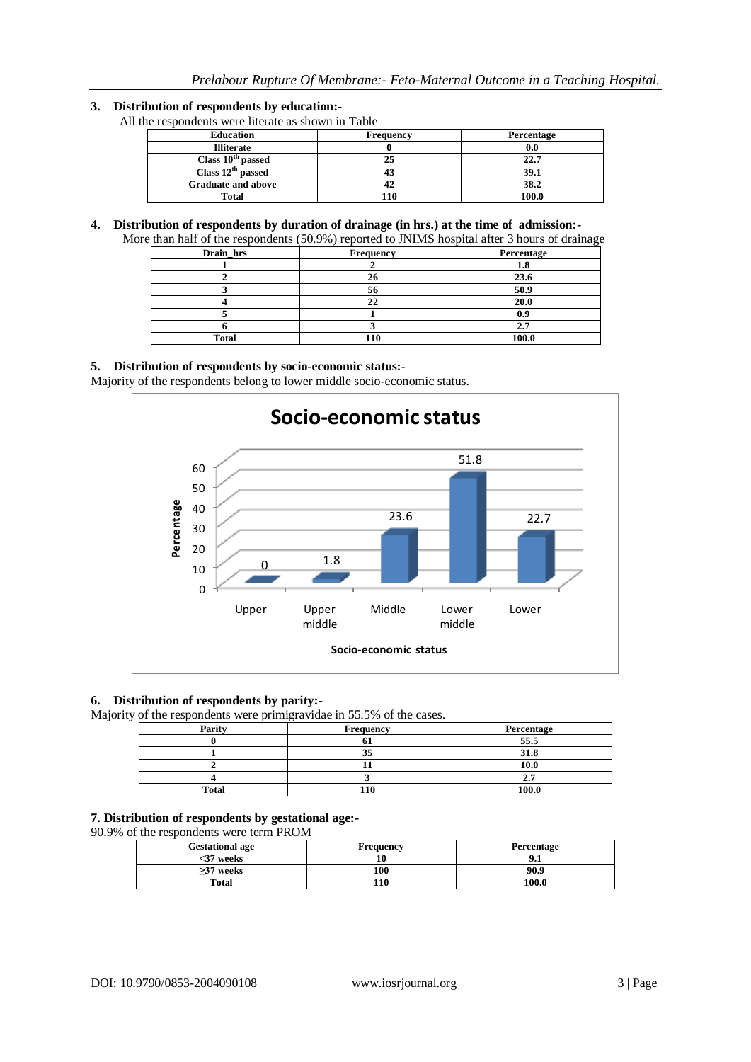## 3. Distribution of respondents by education:-

All the respondents were literate as shown in Table

| Education | Frequency | Percentage |
|---|---|---|
| Illiterate | 0 | 0.0 |
| Class 10th passed | 25 | 22.7 |
| Class 12th passed | 43 | 39.1 |
| Graduate and above | 42 | 38.2 |
| Total | 110 | 100.0 |

## 4. Distribution of respondents by duration of drainage (in hrs.) at the time of admission:-

More than half of the respondents (50.9%) reported to JNIMS hospital after 3 hours of drainage

| Drain_hrs | Frequency | Percentage |
|---|---|---|
| 1 | 2 | 1.8 |
| 2 | 26 | 23.6 |
| 3 | 56 | 50.9 |
| 4 | 22 | 20.0 |
| 5 | 1 | 0.9 |
| 6 | 3 | 2.7 |
| Total | 110 | 100.0 |

## 5. Distribution of respondents by socio-economic status:-

Majority of the respondents belong to lower middle socio-economic status.

## 6. Distribution of respondents by parity:-

Majority of the respondents were primigravidae in 55.5% of the cases.

| Parity | Frequency | Percentage |
|---|---|---|
| 0 | 61 | 55.5 |
| 1 | 35 | 31.8 |
| 2 | 11 | 10.0 |
| 4 | 3 | 2.7 |
| Total | 110 | 100.0 |

## 7. Distribution of respondents by gestational age:-

90.9% of the respondents were term PROM

| Gestational age | Frequency | Percentage |
|---|---|---|
| <37 weeks | 10 | 9.1 |
| ≥37 weeks | 100 | 90.9 |
| Total | 110 | 100.0 |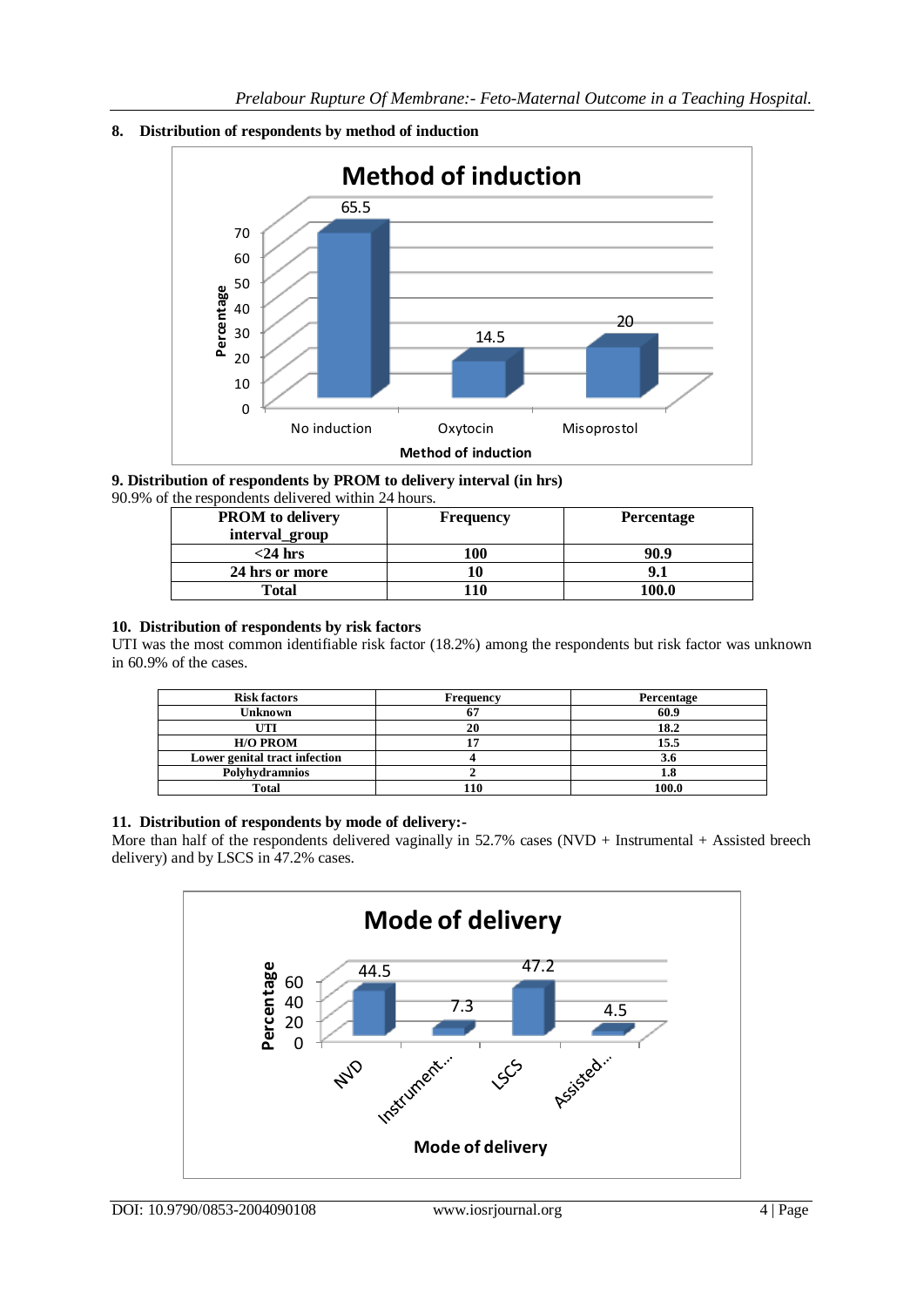## 8. Distribution of respondents by method of induction

## 9. Distribution of respondents by PROM to delivery interval (in hrs)

90.9% of the respondents delivered within 24 hours.

| PROM to delivery interval_group | Frequency | Percentage |
|---|---|---|
| <24 hrs | 100 | 90.9 |
| 24 hrs or more | 10 | 9.1 |
| Total | 110 | 100.0 |

## 10. Distribution of respondents by risk factors

UTI was the most common identifiable risk factor (18.2%) among the respondents but risk factor was unknown in 60.9% of the cases.

| Risk factors | Frequency | Percentage |
|---|---|---|
| Unknown | 67 | 60.9 |
| UTI | 20 | 18.2 |
| H/O PROM | 17 | 15.5 |
| Lower genital tract infection | 4 | 3.6 |
| Polyhydramnios | 2 | 1.8 |
| Total | 110 | 100.0 |

## 11. Distribution of respondents by mode of delivery:-

More than half of the respondents delivered vaginally in 52.7% cases (NVD + Instrumental + Assisted breech delivery) and by LSCS in 47.2% cases.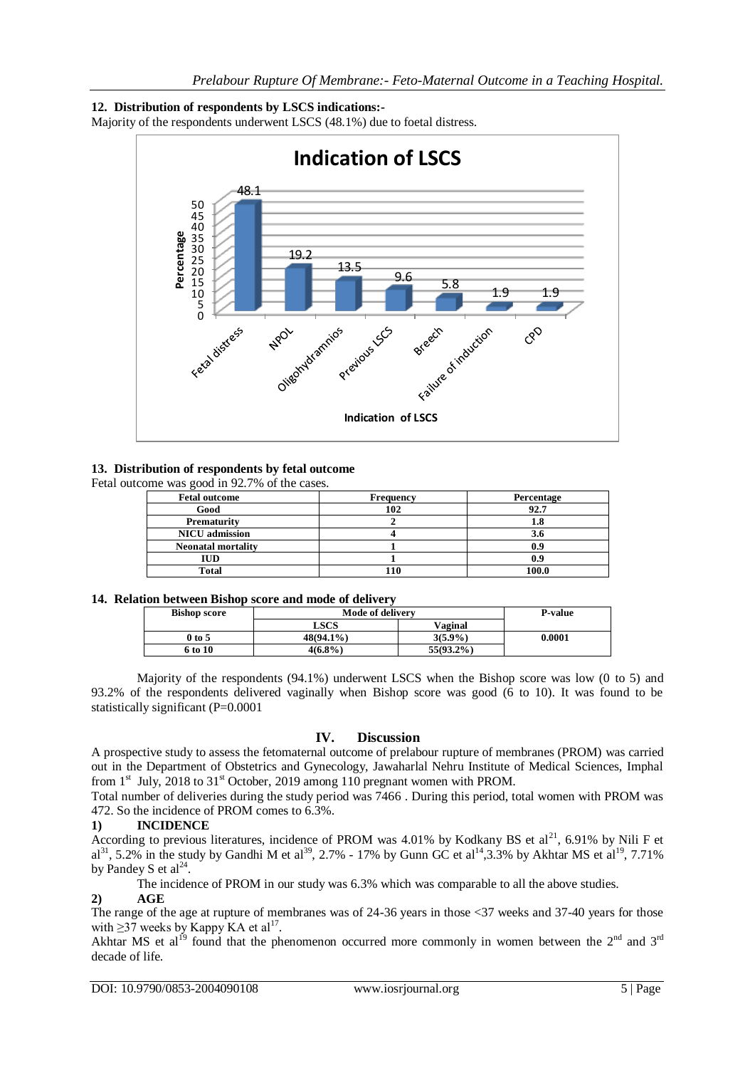## 12. Distribution of respondents by LSCS indications:-

Majority of the respondents underwent LSCS (48.1%) due to foetal distress.

## 13. Distribution of respondents by fetal outcome

Fetal outcome was good in 92.7% of the cases.

| Fetal outcome | Frequency | Percentage |
|---|---|---|
| Good | 102 | 92.7 |
| Prematurity | 2 | 1.8 |
| NICU admission | 4 | 3.6 |
| Neonatal mortality | 1 | 0.9 |
| IUD | 1 | 0.9 |
| Total | 110 | 100.0 |

## 14. Relation between Bishop score and mode of delivery

| Bishop score | Mode of delivery | | P-value |
|---|---|---|---|
| | LSCS | Vaginal | |
| 0 to 5 | 48(94.1%) | 3(5.9%) | 0.0001 |
| 6 to 10 | 4(6.8%) | 55(93.2%) | |

Majority of the respondents (94.1%) underwent LSCS when the Bishop score was low (0 to 5) and 93.2% of the respondents delivered vaginally when Bishop score was good (6 to 10). It was found to be statistically significant (P=0.0001

# IV. Discussion

A prospective study to assess the fetomaternal outcome of prelabour rupture of membranes (PROM) was carried out in the Department of Obstetrics and Gynecology, Jawaharlal Nehru Institute of Medical Sciences, Imphal from 1st July, 2018 to 31st October, 2019 among 110 pregnant women with PROM.

Total number of deliveries during the study period was 7466 . During this period, total women with PROM was 472. So the incidence of PROM comes to 6.3%.

### 1) INCIDENCE

According to previous literatures, incidence of PROM was 4.01% by Kodkany BS et al[21], 6.91% by Nili F et al[31], 5.2% in the study by Gandhi M et al[39], 2.7% - 17% by Gunn GC et al[14],3.3% by Akhtar MS et al[19], 7.71% by Pandey S et al[24].

The incidence of PROM in our study was 6.3% which was comparable to all the above studies.

### 2) AGE

The range of the age at rupture of membranes was of 24-36 years in those <37 weeks and 37-40 years for those with ≥37 weeks by Kappy KA et al[17].

Akhtar MS et al[19] found that the phenomenon occurred more commonly in women between the 2nd and 3rd decade of life.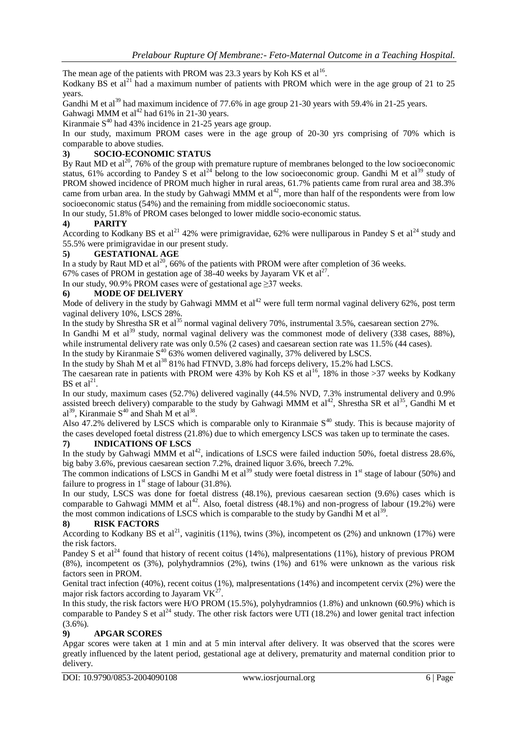The mean age of the patients with PROM was 23.3 years by Koh KS et al[16].

Kodkany BS et al[21] had a maximum number of patients with PROM which were in the age group of 21 to 25 years.

Gandhi M et al[39] had maximum incidence of 77.6% in age group 21-30 years with 59.4% in 21-25 years.

Gahwagi MMM et al[42] had 61% in 21-30 years.

Kiranmaie S[40] had 43% incidence in 21-25 years age group.

In our study, maximum PROM cases were in the age group of 20-30 yrs comprising of 70% which is comparable to above studies.

### 3) SOCIO-ECONOMIC STATUS

By Raut MD et al[20], 76% of the group with premature rupture of membranes belonged to the low socioeconomic status, 61% according to Pandey S et al[24] belong to the low socioeconomic group. Gandhi M et al[39] study of PROM showed incidence of PROM much higher in rural areas, 61.7% patients came from rural area and 38.3% came from urban area. In the study by Gahwagi MMM et al[42], more than half of the respondents were from low socioeconomic status (54%) and the remaining from middle socioeconomic status.

In our study, 51.8% of PROM cases belonged to lower middle socio-economic status.

### 4) PARITY

According to Kodkany BS et al[21] 42% were primigravidae, 62% were nulliparous in Pandey S et al[24] study and 55.5% were primigravidae in our present study.

### 5) GESTATIONAL AGE

In a study by Raut MD et al[20], 66% of the patients with PROM were after completion of 36 weeks.

67% cases of PROM in gestation age of 38-40 weeks by Jayaram VK et al[27].

In our study, 90.9% PROM cases were of gestational age ≥37 weeks.

### 6) MODE OF DELIVERY

Mode of delivery in the study by Gahwagi MMM et al[42] were full term normal vaginal delivery 62%, post term vaginal delivery 10%, LSCS 28%.

In the study by Shrestha SR et al[35] normal vaginal delivery 70%, instrumental 3.5%, caesarean section 27%.

In Gandhi M et al[39] study, normal vaginal delivery was the commonest mode of delivery (338 cases, 88%), while instrumental delivery rate was only 0.5% (2 cases) and caesarean section rate was 11.5% (44 cases).

In the study by Kiranmaie S[40] 63% women delivered vaginally, 37% delivered by LSCS.

In the study by Shah M et al[38] 81% had FTNVD, 3.8% had forceps delivery, 15.2% had LSCS.

The caesarean rate in patients with PROM were 43% by Koh KS et al[16], 18% in those >37 weeks by Kodkany BS et al[21].

In our study, maximum cases (52.7%) delivered vaginally (44.5% NVD, 7.3% instrumental delivery and 0.9% assisted breech delivery) comparable to the study by Gahwagi MMM et al[42], Shrestha SR et al[35], Gandhi M et al[39], Kiranmaie S[40] and Shah M et al[38].

Also 47.2% delivered by LSCS which is comparable only to Kiranmaie S[40] study. This is because majority of the cases developed foetal distress (21.8%) due to which emergency LSCS was taken up to terminate the cases.

### 7) INDICATIONS OF LSCS

In the study by Gahwagi MMM et al[42], indications of LSCS were failed induction 50%, foetal distress 28.6%, big baby 3.6%, previous caesarean section 7.2%, drained liquor 3.6%, breech 7.2%.

The common indications of LSCS in Gandhi M et al[39] study were foetal distress in 1st stage of labour (50%) and failure to progress in 1st stage of labour (31.8%).

In our study, LSCS was done for foetal distress (48.1%), previous caesarean section (9.6%) cases which is comparable to Gahwagi MMM et al[42]. Also, foetal distress (48.1%) and non-progress of labour (19.2%) were the most common indications of LSCS which is comparable to the study by Gandhi M et al[39].

### 8) RISK FACTORS

According to Kodkany BS et al[21], vaginitis (11%), twins (3%), incompetent os (2%) and unknown (17%) were the risk factors.

Pandey S et al[24] found that history of recent coitus (14%), malpresentations (11%), history of previous PROM (8%), incompetent os (3%), polyhydramnios (2%), twins (1%) and 61% were unknown as the various risk factors seen in PROM.

Genital tract infection (40%), recent coitus (1%), malpresentations (14%) and incompetent cervix (2%) were the major risk factors according to Jayaram VK[27].

In this study, the risk factors were H/O PROM (15.5%), polyhydramnios (1.8%) and unknown (60.9%) which is comparable to Pandey S et al[24] study. The other risk factors were UTI (18.2%) and lower genital tract infection (3.6%).

### 9) APGAR SCORES

Apgar scores were taken at 1 min and at 5 min interval after delivery. It was observed that the scores were greatly influenced by the latent period, gestational age at delivery, prematurity and maternal condition prior to delivery.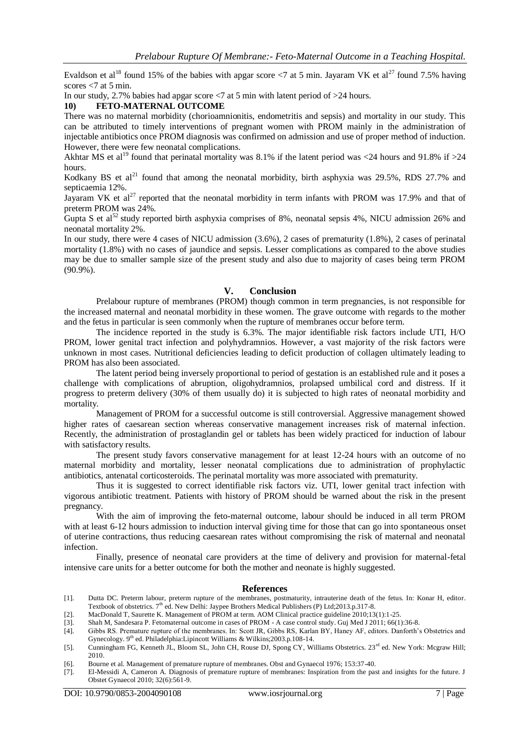Evaldson et al[18] found 15% of the babies with apgar score <7 at 5 min. Jayaram VK et al[27] found 7.5% having scores <7 at 5 min.

In our study, 2.7% babies had apgar score <7 at 5 min with latent period of >24 hours.

### 10) FETO-MATERNAL OUTCOME

There was no maternal morbidity (chorioamnionitis, endometritis and sepsis) and mortality in our study. This can be attributed to timely interventions of pregnant women with PROM mainly in the administration of injectable antibiotics once PROM diagnosis was confirmed on admission and use of proper method of induction. However, there were few neonatal complications.

Akhtar MS et al[19] found that perinatal mortality was 8.1% if the latent period was <24 hours and 91.8% if >24 hours.

Kodkany BS et al[21] found that among the neonatal morbidity, birth asphyxia was 29.5%, RDS 27.7% and septicaemia 12%.

Jayaram VK et al[27] reported that the neonatal morbidity in term infants with PROM was 17.9% and that of preterm PROM was 24%.

Gupta S et al[52] study reported birth asphyxia comprises of 8%, neonatal sepsis 4%, NICU admission 26% and neonatal mortality 2%.

In our study, there were 4 cases of NICU admission (3.6%), 2 cases of prematurity (1.8%), 2 cases of perinatal mortality (1.8%) with no cases of jaundice and sepsis. Lesser complications as compared to the above studies may be due to smaller sample size of the present study and also due to majority of cases being term PROM (90.9%).

## V. Conclusion

Prelabour rupture of membranes (PROM) though common in term pregnancies, is not responsible for the increased maternal and neonatal morbidity in these women. The grave outcome with regards to the mother and the fetus in particular is seen commonly when the rupture of membranes occur before term.

The incidence reported in the study is 6.3%. The major identifiable risk factors include UTI, H/O PROM, lower genital tract infection and polyhydramnios. However, a vast majority of the risk factors were unknown in most cases. Nutritional deficiencies leading to deficit production of collagen ultimately leading to PROM has also been associated.

The latent period being inversely proportional to period of gestation is an established rule and it poses a challenge with complications of abruption, oligohydramnios, prolapsed umbilical cord and distress. If it progress to preterm delivery (30% of them usually do) it is subjected to high rates of neonatal morbidity and mortality.

Management of PROM for a successful outcome is still controversial. Aggressive management showed higher rates of caesarean section whereas conservative management increases risk of maternal infection. Recently, the administration of prostaglandin gel or tablets has been widely practiced for induction of labour with satisfactory results.

The present study favors conservative management for at least 12-24 hours with an outcome of no maternal morbidity and mortality, lesser neonatal complications due to administration of prophylactic antibiotics, antenatal corticosteroids. The perinatal mortality was more associated with prematurity.

Thus it is suggested to correct identifiable risk factors viz. UTI, lower genital tract infection with vigorous antibiotic treatment. Patients with history of PROM should be warned about the risk in the present pregnancy.

With the aim of improving the feto-maternal outcome, labour should be induced in all term PROM with at least 6-12 hours admission to induction interval giving time for those that can go into spontaneous onset of uterine contractions, thus reducing caesarean rates without compromising the risk of maternal and neonatal infection.

Finally, presence of neonatal care providers at the time of delivery and provision for maternal-fetal intensive care units for a better outcome for both the mother and neonate is highly suggested.

## References

[1]. Dutta DC. Preterm labour, preterm rupture of the membranes, postmaturity, intrauterine death of the fetus. In: Konar H, editor. Textbook of obstetrics. 7th ed. New Delhi: Jaypee Brothers Medical Publishers (P) Ltd;2013.p.317-8.

[2]. MacDonald T, Saurette K. Management of PROM at term. AOM Clinical practice guideline 2010;13(1):1-25.

[3]. Shah M, Sandesara P. Fetomaternal outcome in cases of PROM - A case control study. Guj Med J 2011; 66(1):36-8.

[4]. Gibbs RS. Premature rupture of the membranes. In: Scott JR, Gibbs RS, Karlan BY, Haney AF, editors. Danforth's Obstetrics and Gynecology. 9th ed. Philadelphia:Lipincott Williams & Wilkins;2003.p.108-14.

[5]. Cunningham FG, Kenneth JL, Bloom SL, John CH, Rouse DJ, Spong CY, Williams Obstetrics. 23rd ed. New York: Mcgraw Hill; 2010.

[6]. Bourne et al. Management of premature rupture of membranes. Obst and Gynaecol 1976; 153:37-40.

[7]. El-Messidi A, Cameron A. Diagnosis of premature rupture of membranes: Inspiration from the past and insights for the future. J Obstet Gynaecol 2010; 32(6):561-9.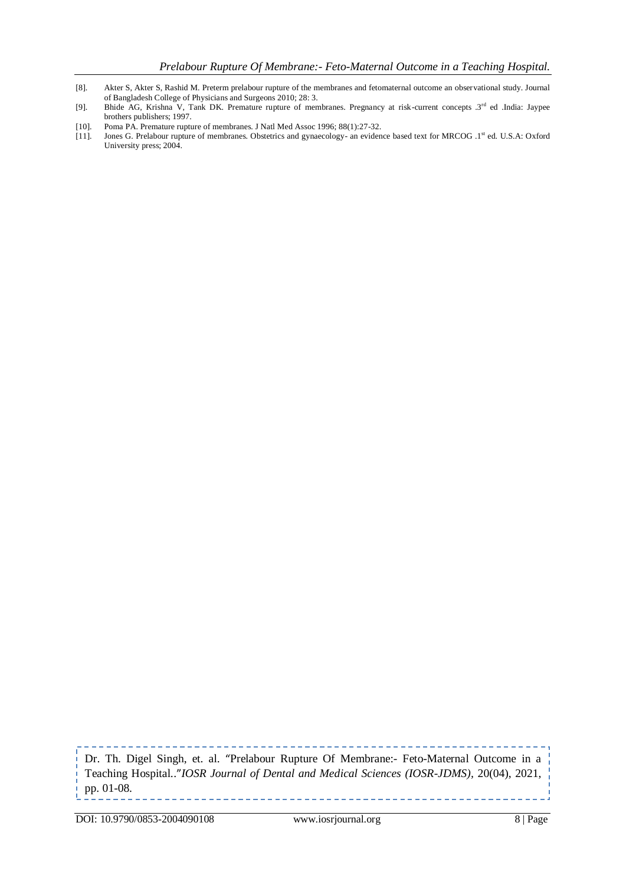[8]. Akter S, Akter S, Rashid M. Preterm prelabour rupture of the membranes and fetomaternal outcome an observational study. Journal of Bangladesh College of Physicians and Surgeons 2010; 28: 3.

[9]. Bhide AG, Krishna V, Tank DK. Premature rupture of membranes. Pregnancy at risk-current concepts .3rd ed .India: Jaypee brothers publishers; 1997.

[10]. Poma PA. Premature rupture of membranes. J Natl Med Assoc 1996; 88(1):27-32.

[11]. Jones G. Prelabour rupture of membranes. Obstetrics and gynaecology- an evidence based text for MRCOG .1st ed. U.S.A: Oxford University press; 2004.

Dr. Th. Digel Singh, et. al. "Prelabour Rupture Of Membrane:- Feto-Maternal Outcome in a Teaching Hospital.."*IOSR Journal of Dental and Medical Sciences (IOSR-JDMS)*, 20(04), 2021, pp. 01-08.